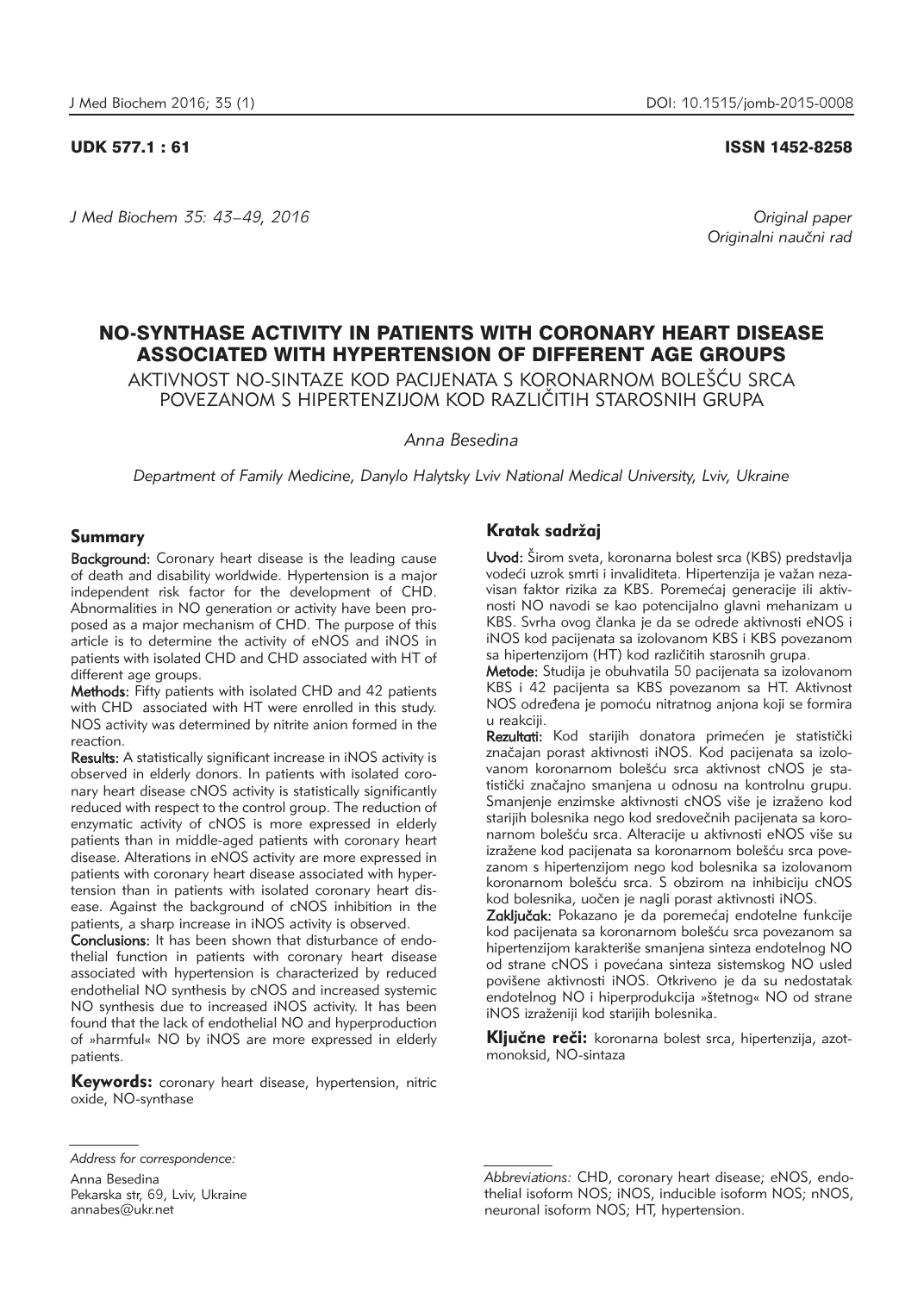UDK 577.1 : 61

ISSN 1452-8258

*Original paper*
*Originalni naučni rad*

# NO-SYNTHASE ACTIVITY IN PATIENTS WITH CORONARY HEART DISEASE ASSOCIATED WITH HYPERTENSION OF DIFFERENT AGE GROUPS

AKTIVNOST NO-SINTAZE KOD PACIJENATA S KORONARNOM BOLEŠĆU SRCA POVEZANOM S HIPERTENZIJOM KOD RAZLIČITIH STAROSNIH GRUPA

*Anna Besedina*

*Department of Family Medicine, Danylo Halytsky Lviv National Medical University, Lviv, Ukraine*

## Summary

**Background:** Coronary heart disease is the leading cause of death and disability worldwide. Hypertension is a major independent risk factor for the development of CHD. Abnormalities in NO generation or activity have been proposed as a major mechanism of CHD. The purpose of this article is to determine the activity of eNOS and iNOS in patients with isolated CHD and CHD associated with HT of different age groups.

**Methods:** Fifty patients with isolated CHD and 42 patients with CHD associated with HT were enrolled in this study. NOS activity was determined by nitrite anion formed in the reaction.

**Results:** A statistically significant increase in iNOS activity is observed in elderly donors. In patients with isolated coronary heart disease cNOS activity is statistically significantly reduced with respect to the control group. The reduction of enzymatic activity of cNOS is more expressed in elderly patients than in middle-aged patients with coronary heart disease. Alterations in eNOS activity are more expressed in patients with coronary heart disease associated with hypertension than in patients with isolated coronary heart disease. Against the background of cNOS inhibition in the patients, a sharp increase in iNOS activity is observed.

**Conclusions:** It has been shown that disturbance of endothelial function in patients with coronary heart disease associated with hypertension is characterized by reduced endothelial NO synthesis by cNOS and increased systemic NO synthesis due to increased iNOS activity. It has been found that the lack of endothelial NO and hyperproduction of »harmful« NO by iNOS are more expressed in elderly patients.

**Keywords:** coronary heart disease, hypertension, nitric oxide, NO-synthase

## Kratak sadržaj

**Uvod:** Širom sveta, koronarna bolest srca (KBS) predstavlja vodeći uzrok smrti i invaliditeta. Hipertenzija je važan nezavisan faktor rizika za KBS. Poremećaj generacije ili aktivnosti NO navodi se kao potencijalno glavni mehanizam u KBS. Svrha ovog članka je da se odrede aktivnosti eNOS i iNOS kod pacijenata sa izolovanom KBS i KBS povezanom sa hipertenzijom (HT) kod različitih starosnih grupa.

**Metode:** Studija je obuhvatila 50 pacijenata sa izolovanom KBS i 42 pacijenta sa KBS povezanom sa HT. Aktivnost NOS određena je pomoću nitratnog anjona koji se formira u reakciji.

**Rezultati:** Kod starijih donatora primećen je statistički značajan porast aktivnosti iNOS. Kod pacijenata sa izolovanom koronarnom bolešću srca aktivnost cNOS je statistički značajno smanjena u odnosu na kontrolnu grupu. Smanjenje enzimske aktivnosti cNOS više je izraženo kod starijih bolesnika nego kod sredovečnih pacijenata sa koronarnom bolešću srca. Alteracije u aktivnosti eNOS više su izražene kod pacijenata sa koronarnom bolešću srca povezanom s hipertenzijom nego kod bolesnika sa izolovanom koronarnom bolešću srca. S obzirom na inhibiciju cNOS kod bolesnika, uočen je nagli porast aktivnosti iNOS.

**Zaključak:** Pokazano je da poremećaj endotelne funkcije kod pacijenata sa koronarnom bolešću srca povezanom sa hipertenzijom karakteriše smanjena sinteza endotelnog NO od strane cNOS i povećana sinteza sistemskog NO usled povišene aktivnosti iNOS. Otkriveno je da su nedostatak endotelnog NO i hiperprodukcija »štetnog« NO od strane iNOS izraženiji kod starijih bolesnika.

**Ključne reči:** koronarna bolest srca, hipertenzija, azot-monoksid, NO-sintaza

---

*Address for correspondence:*

Anna Besedina
Pekarska str, 69, Lviv, Ukraine
annabes@ukr.net

*Abbreviations:* CHD, coronary heart disease; eNOS, endothelial isoform NOS; iNOS, inducible isoform NOS; nNOS, neuronal isoform NOS; HT, hypertension.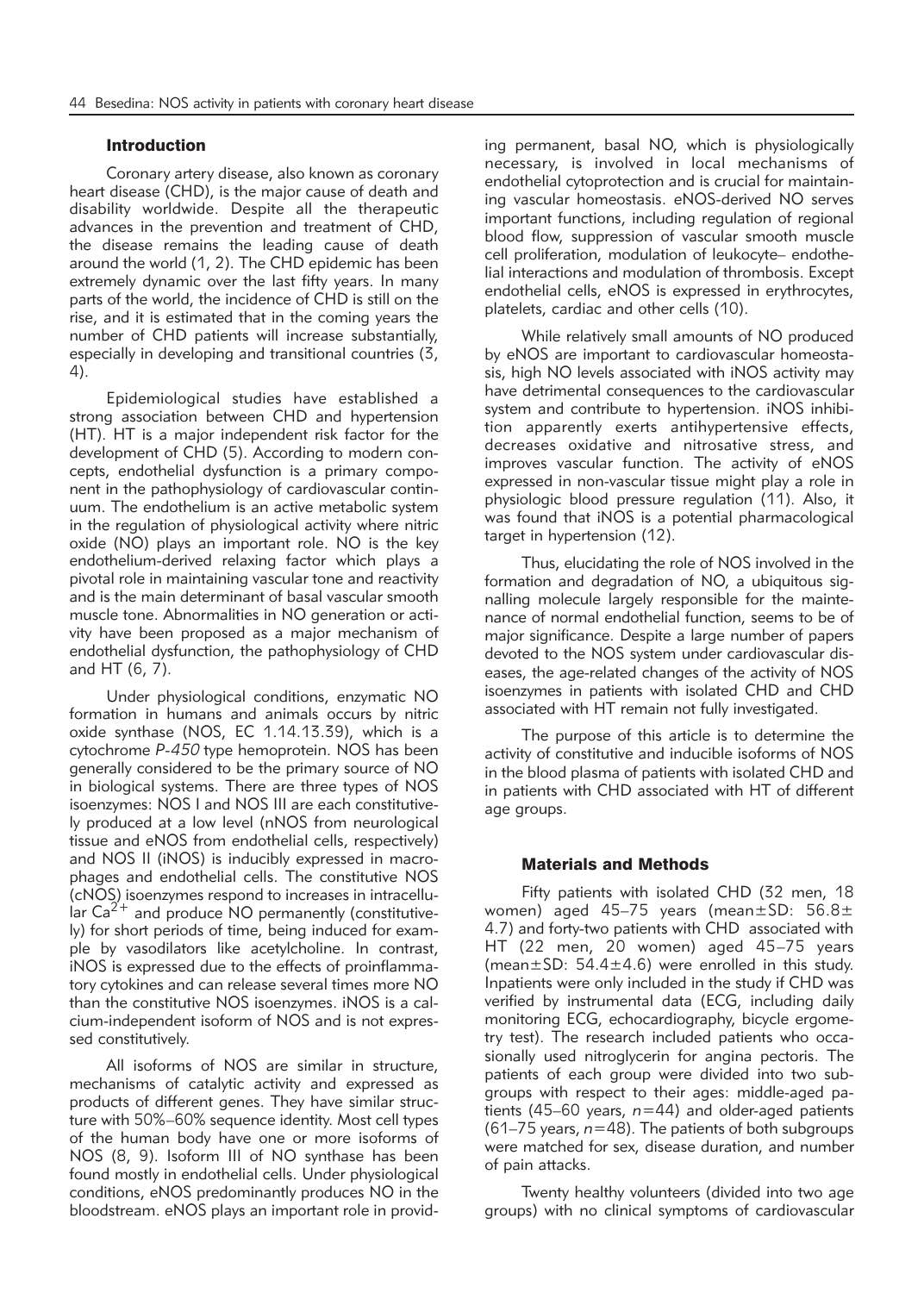## Introduction

Coronary artery disease, also known as coronary heart disease (CHD), is the major cause of death and disability worldwide. Despite all the therapeutic advances in the prevention and treatment of CHD, the disease remains the leading cause of death around the world (1, 2). The CHD epidemic has been extremely dynamic over the last fifty years. In many parts of the world, the incidence of CHD is still on the rise, and it is estimated that in the coming years the number of CHD patients will increase substantially, especially in developing and transitional countries (3, 4).

Epidemiological studies have established a strong association between CHD and hypertension (HT). HT is a major independent risk factor for the development of CHD (5). According to modern concepts, endothelial dysfunction is a primary component in the pathophysiology of cardiovascular continuum. The endothelium is an active metabolic system in the regulation of physiological activity where nitric oxide (NO) plays an important role. NO is the key endothelium-derived relaxing factor which plays a pivotal role in maintaining vascular tone and reactivity and is the main determinant of basal vascular smooth muscle tone. Abnormalities in NO generation or activity have been proposed as a major mechanism of endothelial dysfunction, the pathophysiology of CHD and HT (6, 7).

Under physiological conditions, enzymatic NO formation in humans and animals occurs by nitric oxide synthase (NOS, EC 1.14.13.39), which is a cytochrome *P-450* type hemoprotein. NOS has been generally considered to be the primary source of NO in biological systems. There are three types of NOS isoenzymes: NOS I and NOS III are each constitutively produced at a low level (nNOS from neurological tissue and eNOS from endothelial cells, respectively) and NOS II (iNOS) is inducibly expressed in macrophages and endothelial cells. The constitutive NOS (cNOS) isoenzymes respond to increases in intracellular $Ca^{2+}$ and produce NO permanently (constitutively) for short periods of time, being induced for example by vasodilators like acetylcholine. In contrast, iNOS is expressed due to the effects of proinflammatory cytokines and can release several times more NO than the constitutive NOS isoenzymes. iNOS is a calcium-independent isoform of NOS and is not expressed constitutively.

All isoforms of NOS are similar in structure, mechanisms of catalytic activity and expressed as products of different genes. They have similar structure with 50%–60% sequence identity. Most cell types of the human body have one or more isoforms of NOS (8, 9). Isoform III of NO synthase has been found mostly in endothelial cells. Under physiological conditions, eNOS predominantly produces NO in the bloodstream. eNOS plays an important role in providing permanent, basal NO, which is physiologically necessary, is involved in local mechanisms of endothelial cytoprotection and is crucial for maintaining vascular homeostasis. eNOS-derived NO serves important functions, including regulation of regional blood flow, suppression of vascular smooth muscle cell proliferation, modulation of leukocyte– endothelial interactions and modulation of thrombosis. Except endothelial cells, eNOS is expressed in erythrocytes, platelets, cardiac and other cells (10).

While relatively small amounts of NO produced by eNOS are important to cardiovascular homeostasis, high NO levels associated with iNOS activity may have detrimental consequences to the cardiovascular system and contribute to hypertension. iNOS inhibition apparently exerts antihypertensive effects, decreases oxidative and nitrosative stress, and improves vascular function. The activity of eNOS expressed in non-vascular tissue might play a role in physiologic blood pressure regulation (11). Also, it was found that iNOS is a potential pharmacological target in hypertension (12).

Thus, elucidating the role of NOS involved in the formation and degradation of NO, a ubiquitous signalling molecule largely responsible for the maintenance of normal endothelial function, seems to be of major significance. Despite a large number of papers devoted to the NOS system under cardiovascular diseases, the age-related changes of the activity of NOS isoenzymes in patients with isolated CHD and CHD associated with HT remain not fully investigated.

The purpose of this article is to determine the activity of constitutive and inducible isoforms of NOS in the blood plasma of patients with isolated CHD and in patients with CHD associated with HT of different age groups.

## Materials and Methods

Fifty patients with isolated CHD (32 men, 18 women) aged 45–75 years (mean±SD: 56.8±4.7) and forty-two patients with CHD associated with HT (22 men, 20 women) aged 45–75 years (mean±SD: 54.4±4.6) were enrolled in this study. Inpatients were only included in the study if CHD was verified by instrumental data (ECG, including daily monitoring ECG, echocardiography, bicycle ergometry test). The research included patients who occasionally used nitroglycerin for angina pectoris. The patients of each group were divided into two subgroups with respect to their ages: middle-aged patients (45–60 years, $n=44$) and older-aged patients (61–75 years, $n=48$). The patients of both subgroups were matched for sex, disease duration, and number of pain attacks.

Twenty healthy volunteers (divided into two age groups) with no clinical symptoms of cardiovascular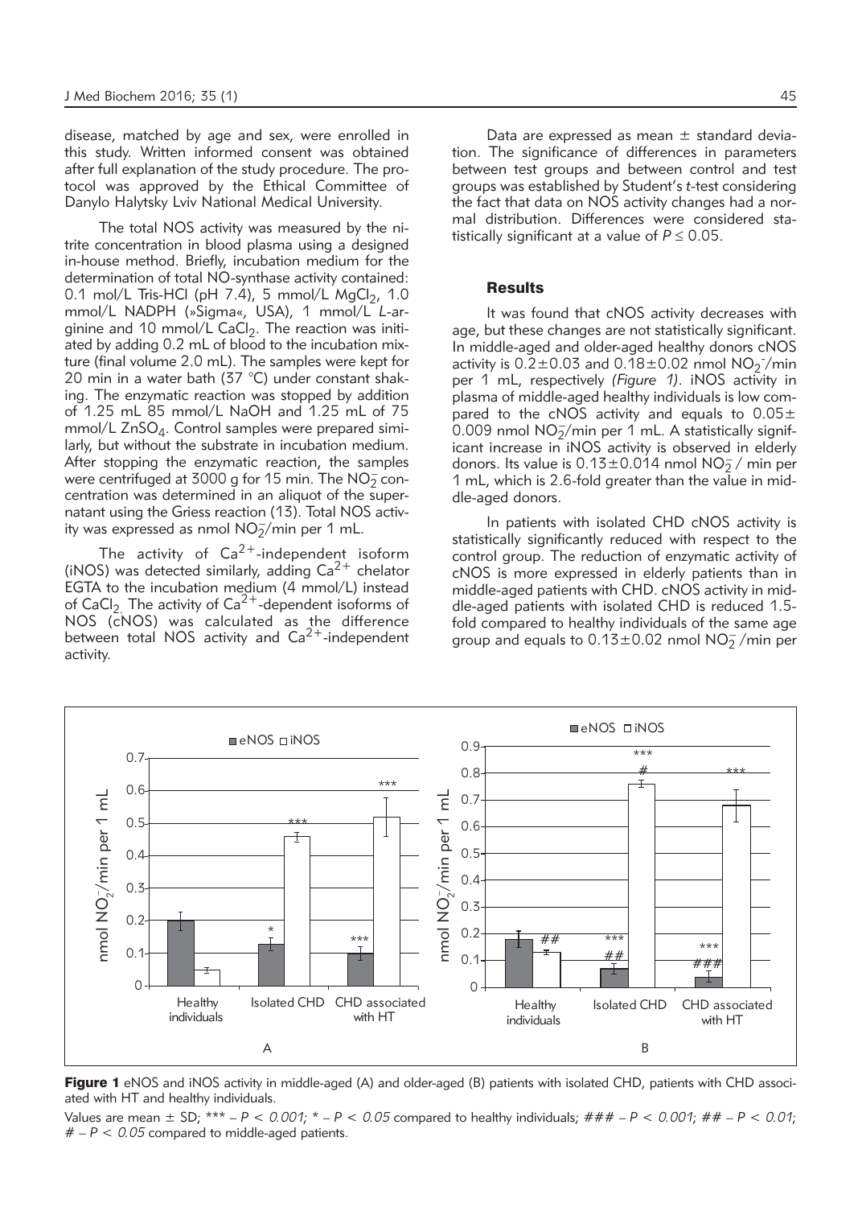disease, matched by age and sex, were enrolled in this study. Written informed consent was obtained after full explanation of the study procedure. The protocol was approved by the Ethical Committee of Danylo Halytsky Lviv National Medical University.

The total NOS activity was measured by the nitrite concentration in blood plasma using a designed in-house method. Briefly, incubation medium for the determination of total NO-synthase activity contained: 0.1 mol/L Tris-HCl (pH 7.4), 5 mmol/L $MgCl_2$, 1.0 mmol/L NADPH (»Sigma«, USA), 1 mmol/L *L*-arginine and 10 mmol/L $CaCl_2$. The reaction was initiated by adding 0.2 mL of blood to the incubation mixture (final volume 2.0 mL). The samples were kept for 20 min in a water bath (37 °C) under constant shaking. The enzymatic reaction was stopped by addition of 1.25 mL 85 mmol/L NaOH and 1.25 mL of 75 mmol/L $ZnSO_4$. Control samples were prepared similarly, but without the substrate in incubation medium. After stopping the enzymatic reaction, the samples were centrifuged at 3000 g for 15 min. The $NO_2^-$ concentration was determined in an aliquot of the supernatant using the Griess reaction (13). Total NOS activity was expressed as nmol $NO_2^-$/min per 1 mL.

The activity of $Ca^{2+}$-independent isoform (iNOS) was detected similarly, adding $Ca^{2+}$ chelator EGTA to the incubation medium (4 mmol/L) instead of $CaCl_2$. The activity of $Ca^{2+}$-dependent isoforms of NOS (cNOS) was calculated as the difference between total NOS activity and $Ca^{2+}$-independent activity.

Data are expressed as mean ± standard deviation. The significance of differences in parameters between test groups and between control and test groups was established by Student's *t*-test considering the fact that data on NOS activity changes had a normal distribution. Differences were considered statistically significant at a value of $P \leq 0.05$.

## Results

It was found that cNOS activity decreases with age, but these changes are not statistically significant. In middle-aged and older-aged healthy donors cNOS activity is 0.2±0.03 and 0.18±0.02 nmol $NO_2^-$/min per 1 mL, respectively *(Figure 1)*. iNOS activity in plasma of middle-aged healthy individuals is low compared to the cNOS activity and equals to 0.05±0.009 nmol $NO_2^-$/min per 1 mL. A statistically significant increase in iNOS activity is observed in elderly donors. Its value is 0.13±0.014 nmol $NO_2^-$/ min per 1 mL, which is 2.6-fold greater than the value in middle-aged donors.

In patients with isolated CHD cNOS activity is statistically significantly reduced with respect to the control group. The reduction of enzymatic activity of cNOS is more expressed in elderly patients than in middle-aged patients with CHD. cNOS activity in middle-aged patients with isolated CHD is reduced 1.5-fold compared to healthy individuals of the same age group and equals to 0.13±0.02 nmol $NO_2^-$/min per

**Figure 1** eNOS and iNOS activity in middle-aged (A) and older-aged (B) patients with isolated CHD, patients with CHD associated with HT and healthy individuals.

Values are mean ± SD; *** – *P < 0.001; * – P < 0.05* compared to healthy individuals; *### – P < 0.001*; *## – P < 0.01*; *# – P < 0.05* compared to middle-aged patients.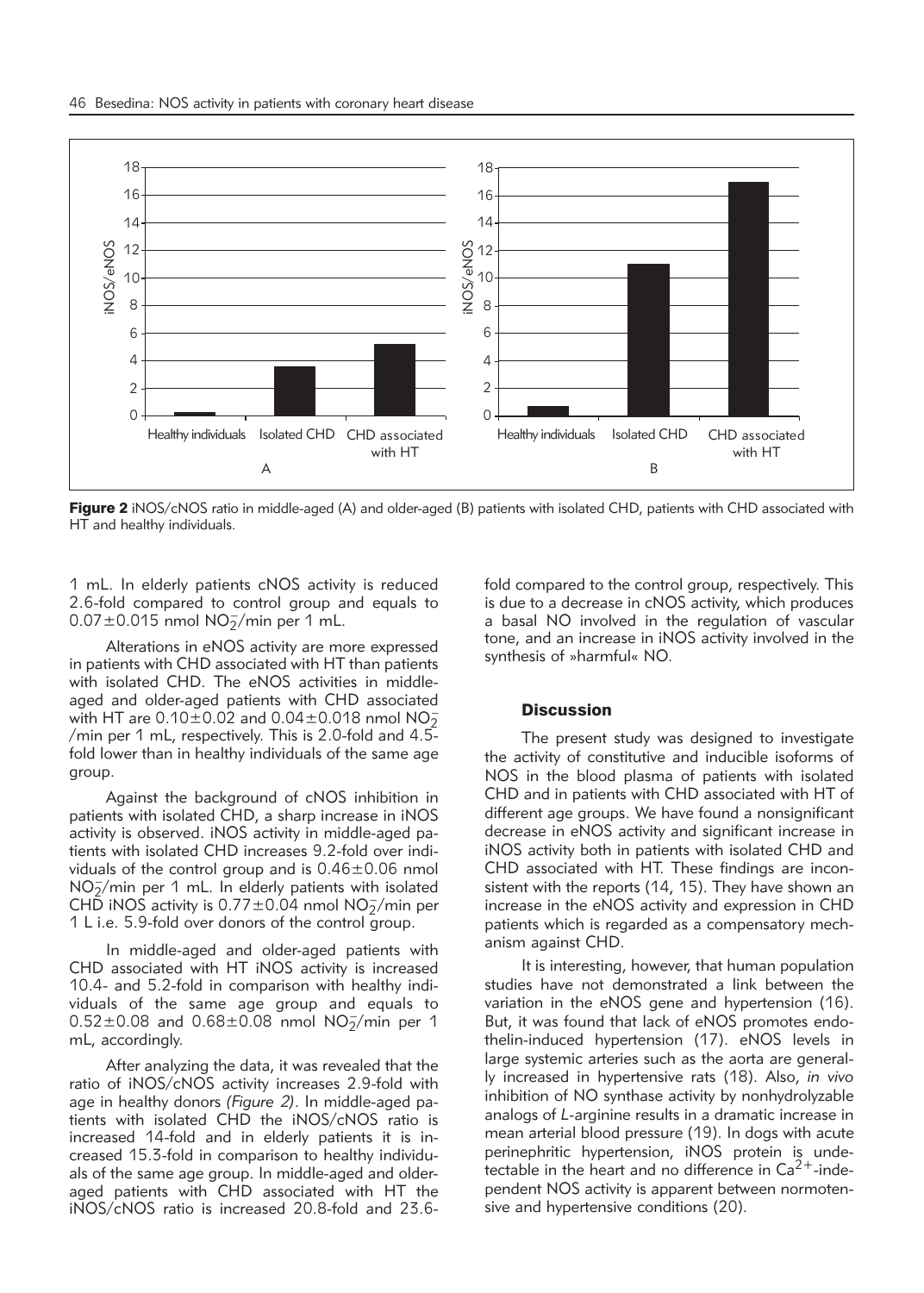**Figure 2** iNOS/cNOS ratio in middle-aged (A) and older-aged (B) patients with isolated CHD, patients with CHD associated with HT and healthy individuals.

1 mL. In elderly patients cNOS activity is reduced 2.6-fold compared to control group and equals to $0.07 \pm 0.015$ nmol $NO_2^-$/min per 1 mL.

Alterations in eNOS activity are more expressed in patients with CHD associated with HT than patients with isolated CHD. The eNOS activities in middle-aged and older-aged patients with CHD associated with HT are $0.10 \pm 0.02$ and $0.04 \pm 0.018$ nmol $NO_2^-$/min per 1 mL, respectively. This is 2.0-fold and 4.5-fold lower than in healthy individuals of the same age group.

Against the background of cNOS inhibition in patients with isolated CHD, a sharp increase in iNOS activity is observed. iNOS activity in middle-aged patients with isolated CHD increases 9.2-fold over individuals of the control group and is $0.46 \pm 0.06$ nmol $NO_2^-$/min per 1 mL. In elderly patients with isolated CHD iNOS activity is $0.77 \pm 0.04$ nmol $NO_2^-$/min per 1 L i.e. 5.9-fold over donors of the control group.

In middle-aged and older-aged patients with CHD associated with HT iNOS activity is increased 10.4- and 5.2-fold in comparison with healthy individuals of the same age group and equals to $0.52 \pm 0.08$ and $0.68 \pm 0.08$ nmol $NO_2^-$/min per 1 mL, accordingly.

After analyzing the data, it was revealed that the ratio of iNOS/cNOS activity increases 2.9-fold with age in healthy donors *(Figure 2)*. In middle-aged patients with isolated CHD the iNOS/cNOS ratio is increased 14-fold and in elderly patients it is increased 15.3-fold in comparison to healthy individuals of the same age group. In middle-aged and older-aged patients with CHD associated with HT the iNOS/cNOS ratio is increased 20.8-fold and 23.6-fold compared to the control group, respectively. This is due to a decrease in cNOS activity, which produces a basal NO involved in the regulation of vascular tone, and an increase in iNOS activity involved in the synthesis of »harmful« NO.

## Discussion

The present study was designed to investigate the activity of constitutive and inducible isoforms of NOS in the blood plasma of patients with isolated CHD and in patients with CHD associated with HT of different age groups. We have found a nonsignificant decrease in eNOS activity and significant increase in iNOS activity both in patients with isolated CHD and CHD associated with HT. These findings are inconsistent with the reports (14, 15). They have shown an increase in the eNOS activity and expression in CHD patients which is regarded as a compensatory mechanism against CHD.

It is interesting, however, that human population studies have not demonstrated a link between the variation in the eNOS gene and hypertension (16). But, it was found that lack of eNOS promotes endothelin-induced hypertension (17). eNOS levels in large systemic arteries such as the aorta are generally increased in hypertensive rats (18). Also, *in vivo* inhibition of NO synthase activity by nonhydrolyzable analogs of *L*-arginine results in a dramatic increase in mean arterial blood pressure (19). In dogs with acute perinephritic hypertension, iNOS protein is undetectable in the heart and no difference in $Ca^{2+}$-independent NOS activity is apparent between normotensive and hypertensive conditions (20).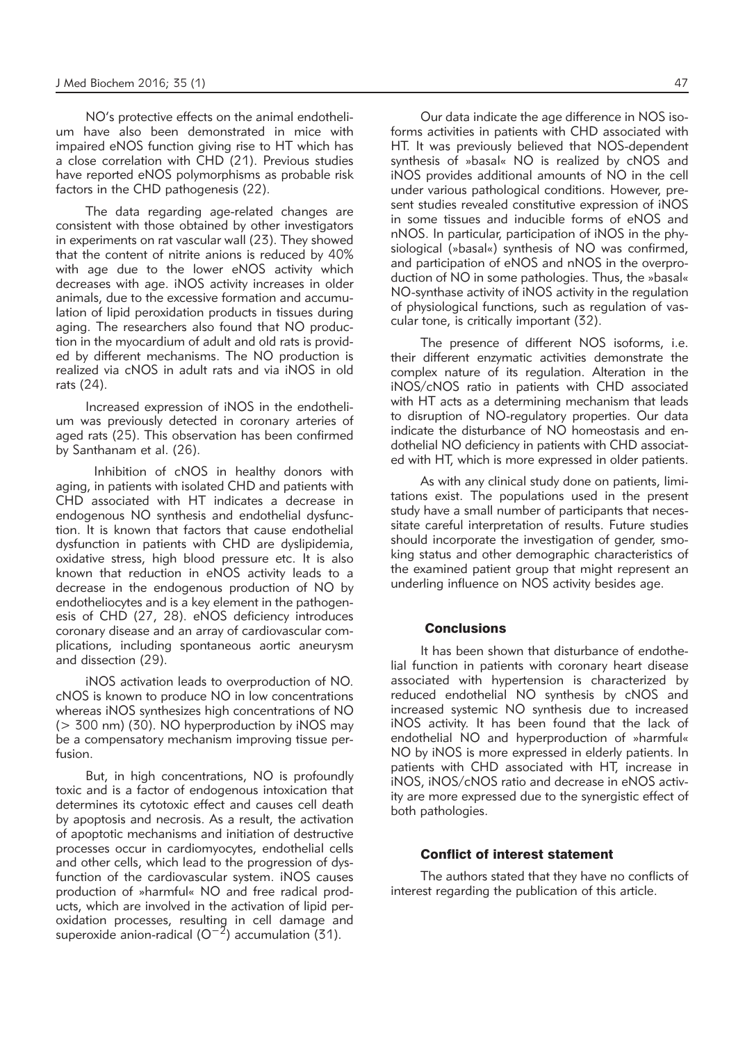NO's protective effects on the animal endothelium have also been demonstrated in mice with impaired eNOS function giving rise to HT which has a close correlation with CHD (21). Previous studies have reported eNOS polymorphisms as probable risk factors in the CHD pathogenesis (22).

The data regarding age-related changes are consistent with those obtained by other investigators in experiments on rat vascular wall (23). They showed that the content of nitrite anions is reduced by 40% with age due to the lower eNOS activity which decreases with age. iNOS activity increases in older animals, due to the excessive formation and accumulation of lipid peroxidation products in tissues during aging. The researchers also found that NO production in the myocardium of adult and old rats is provided by different mechanisms. The NO production is realized via cNOS in adult rats and via iNOS in old rats (24).

Increased expression of iNOS in the endothelium was previously detected in coronary arteries of aged rats (25). This observation has been confirmed by Santhanam et al. (26).

Inhibition of cNOS in healthy donors with aging, in patients with isolated CHD and patients with CHD associated with HT indicates a decrease in endogenous NO synthesis and endothelial dysfunction. It is known that factors that cause endothelial dysfunction in patients with CHD are dyslipidemia, oxidative stress, high blood pressure etc. It is also known that reduction in eNOS activity leads to a decrease in the endogenous production of NO by endotheliocytes and is a key element in the pathogenesis of CHD (27, 28). eNOS deficiency introduces coronary disease and an array of cardiovascular complications, including spontaneous aortic aneurysm and dissection (29).

iNOS activation leads to overproduction of NO. cNOS is known to produce NO in low concentrations whereas iNOS synthesizes high concentrations of NO (> 300 nm) (30). NO hyperproduction by iNOS may be a compensatory mechanism improving tissue perfusion.

But, in high concentrations, NO is profoundly toxic and is a factor of endogenous intoxication that determines its cytotoxic effect and causes cell death by apoptosis and necrosis. As a result, the activation of apoptotic mechanisms and initiation of destructive processes occur in cardiomyocytes, endothelial cells and other cells, which lead to the progression of dysfunction of the cardiovascular system. iNOS causes production of »harmful« NO and free radical products, which are involved in the activation of lipid peroxidation processes, resulting in cell damage and superoxide anion-radical ($O^{-2}$) accumulation (31).

Our data indicate the age difference in NOS isoforms activities in patients with CHD associated with HT. It was previously believed that NOS-dependent synthesis of »basal« NO is realized by cNOS and iNOS provides additional amounts of NO in the cell under various pathological conditions. However, present studies revealed constitutive expression of iNOS in some tissues and inducible forms of eNOS and nNOS. In particular, participation of iNOS in the physiological (»basal«) synthesis of NO was confirmed, and participation of eNOS and nNOS in the overproduction of NO in some pathologies. Thus, the »basal« NO-synthase activity of iNOS activity in the regulation of physiological functions, such as regulation of vascular tone, is critically important (32).

The presence of different NOS isoforms, i.e. their different enzymatic activities demonstrate the complex nature of its regulation. Alteration in the iNOS/cNOS ratio in patients with CHD associated with HT acts as a determining mechanism that leads to disruption of NO-regulatory properties. Our data indicate the disturbance of NO homeostasis and endothelial NO deficiency in patients with CHD associated with HT, which is more expressed in older patients.

As with any clinical study done on patients, limitations exist. The populations used in the present study have a small number of participants that necessitate careful interpretation of results. Future studies should incorporate the investigation of gender, smoking status and other demographic characteristics of the examined patient group that might represent an underling influence on NOS activity besides age.

## Conclusions

It has been shown that disturbance of endothelial function in patients with coronary heart disease associated with hypertension is characterized by reduced endothelial NO synthesis by cNOS and increased systemic NO synthesis due to increased iNOS activity. It has been found that the lack of endothelial NO and hyperproduction of »harmful« NO by iNOS is more expressed in elderly patients. In patients with CHD associated with HT, increase in iNOS, iNOS/cNOS ratio and decrease in eNOS activity are more expressed due to the synergistic effect of both pathologies.

## Conflict of interest statement

The authors stated that they have no conflicts of interest regarding the publication of this article.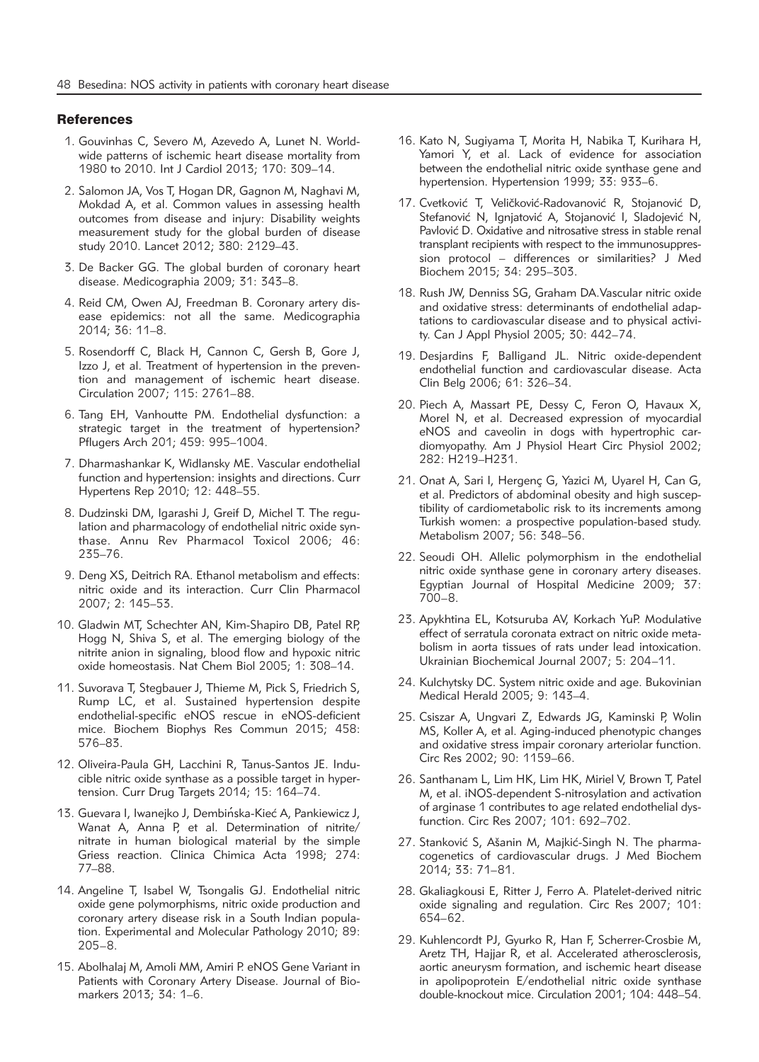## References

1. Gouvinhas C, Severo M, Azevedo A, Lunet N. Worldwide patterns of ischemic heart disease mortality from 1980 to 2010. Int J Cardiol 2013; 170: 309–14.
2. Salomon JA, Vos T, Hogan DR, Gagnon M, Naghavi M, Mokdad A, et al. Common values in assessing health outcomes from disease and injury: Disability weights measurement study for the global burden of disease study 2010. Lancet 2012; 380: 2129–43.
3. De Backer GG. The global burden of coronary heart disease. Medicographia 2009; 31: 343–8.
4. Reid CM, Owen AJ, Freedman B. Coronary artery disease epidemics: not all the same. Medicographia 2014; 36: 11–8.
5. Rosendorff C, Black H, Cannon C, Gersh B, Gore J, Izzo J, et al. Treatment of hypertension in the prevention and management of ischemic heart disease. Circulation 2007; 115: 2761–88.
6. Tang EH, Vanhoutte PM. Endothelial dysfunction: a strategic target in the treatment of hypertension? Pflugers Arch 201; 459: 995–1004.
7. Dharmashankar K, Widlansky ME. Vascular endothelial function and hypertension: insights and directions. Curr Hypertens Rep 2010; 12: 448–55.
8. Dudzinski DM, Igarashi J, Greif D, Michel T. The regulation and pharmacology of endothelial nitric oxide synthase. Annu Rev Pharmacol Toxicol 2006; 46: 235–76.
9. Deng XS, Deitrich RA. Ethanol metabolism and effects: nitric oxide and its interaction. Curr Clin Pharmacol 2007; 2: 145–53.
10. Gladwin MT, Schechter AN, Kim-Shapiro DB, Patel RP, Hogg N, Shiva S, et al. The emerging biology of the nitrite anion in signaling, blood flow and hypoxic nitric oxide homeostasis. Nat Chem Biol 2005; 1: 308–14.
11. Suvorava T, Stegbauer J, Thieme M, Pick S, Friedrich S, Rump LC, et al. Sustained hypertension despite endothelial-specific eNOS rescue in eNOS-deficient mice. Biochem Biophys Res Commun 2015; 458: 576–83.
12. Oliveira-Paula GH, Lacchini R, Tanus-Santos JE. Inducible nitric oxide synthase as a possible target in hypertension. Curr Drug Targets 2014; 15: 164–74.
13. Guevara I, Iwanejko J, Dembińska-Kieć A, Pankiewicz J, Wanat A, Anna P, et al. Determination of nitrite/nitrate in human biological material by the simple Griess reaction. Clinica Chimica Acta 1998; 274: 77–88.
14. Angeline T, Isabel W, Tsongalis GJ. Endothelial nitric oxide gene polymorphisms, nitric oxide production and coronary artery disease risk in a South Indian population. Experimental and Molecular Pathology 2010; 89: 205–8.
15. Abolhalaj M, Amoli MM, Amiri P. eNOS Gene Variant in Patients with Coronary Artery Disease. Journal of Biomarkers 2013; 34: 1–6.
16. Kato N, Sugiyama T, Morita H, Nabika T, Kurihara H, Yamori Y, et al. Lack of evidence for association between the endothelial nitric oxide synthase gene and hypertension. Hypertension 1999; 33: 933–6.
17. Cvetković T, Veličković-Radovanović R, Stojanović D, Stefanović N, Ignjatović A, Stojanović I, Sladojević N, Pavlović D. Oxidative and nitrosative stress in stable renal transplant recipients with respect to the immunosuppression protocol – differences or similarities? J Med Biochem 2015; 34: 295–303.
18. Rush JW, Denniss SG, Graham DA.Vascular nitric oxide and oxidative stress: determinants of endothelial adaptations to cardiovascular disease and to physical activity. Can J Appl Physiol 2005; 30: 442–74.
19. Desjardins F, Balligand JL. Nitric oxide-dependent endothelial function and cardiovascular disease. Acta Clin Belg 2006; 61: 326–34.
20. Piech A, Massart PE, Dessy C, Feron O, Havaux X, Morel N, et al. Decreased expression of myocardial eNOS and caveolin in dogs with hypertrophic cardiomyopathy. Am J Physiol Heart Circ Physiol 2002; 282: H219–H231.
21. Onat A, Sari I, Hergenç G, Yazici M, Uyarel H, Can G, et al. Predictors of abdominal obesity and high susceptibility of cardiometabolic risk to its increments among Turkish women: a prospective population-based study. Metabolism 2007; 56: 348–56.
22. Seoudi OH. Allelic polymorphism in the endothelial nitric oxide synthase gene in coronary artery diseases. Egyptian Journal of Hospital Medicine 2009; 37: 700–8.
23. Apykhtina EL, Kotsuruba AV, Korkach YuP. Modulative effect of serratula coronata extract on nitric oxide metabolism in aorta tissues of rats under lead intoxication. Ukrainian Biochemical Journal 2007; 5: 204–11.
24. Kulchytsky DC. System nitric oxide and age. Bukovinian Medical Herald 2005; 9: 143–4.
25. Csiszar A, Ungvari Z, Edwards JG, Kaminski P, Wolin MS, Koller A, et al. Aging-induced phenotypic changes and oxidative stress impair coronary arteriolar function. Circ Res 2002; 90: 1159–66.
26. Santhanam L, Lim HK, Lim HK, Miriel V, Brown T, Patel M, et al. iNOS-dependent S-nitrosylation and activation of arginase 1 contributes to age related endothelial dysfunction. Circ Res 2007; 101: 692–702.
27. Stanković S, Ašanin M, Majkić-Singh N. The pharmacogenetics of cardiovascular drugs. J Med Biochem 2014; 33: 71–81.
28. Gkaliagkousi E, Ritter J, Ferro A. Platelet-derived nitric oxide signaling and regulation. Circ Res 2007; 101: 654–62.
29. Kuhlencordt PJ, Gyurko R, Han F, Scherrer-Crosbie M, Aretz TH, Hajjar R, et al. Accelerated atherosclerosis, aortic aneurysm formation, and ischemic heart disease in apolipoprotein E/endothelial nitric oxide synthase double-knockout mice. Circulation 2001; 104: 448–54.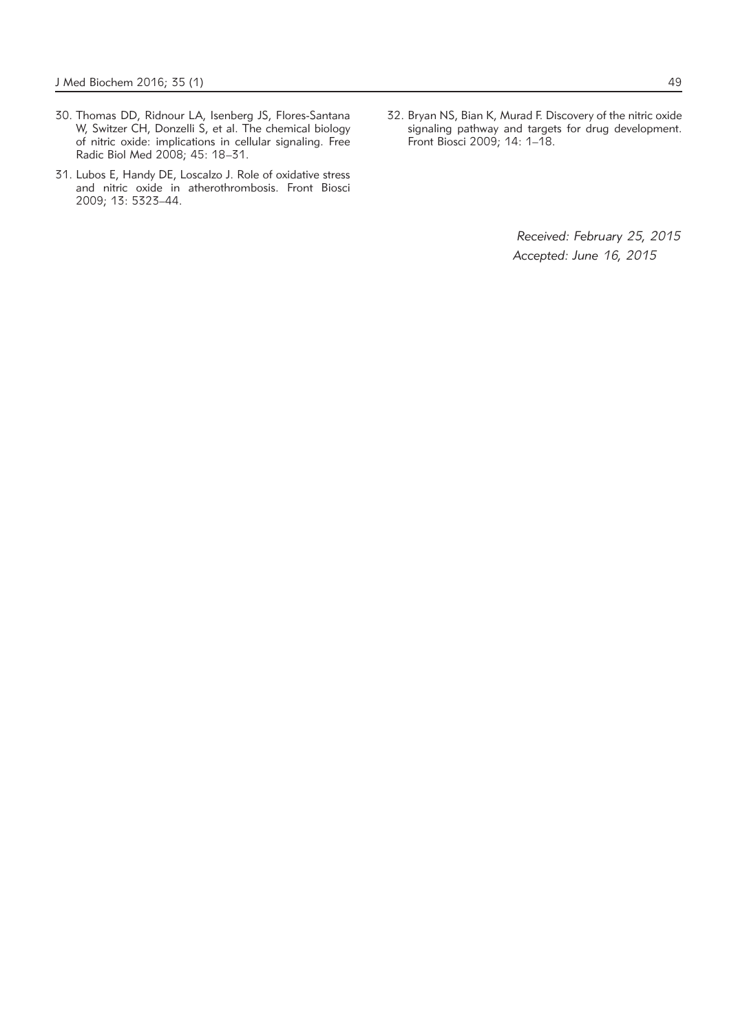30. Thomas DD, Ridnour LA, Isenberg JS, Flores-Santana W, Switzer CH, Donzelli S, et al. The chemical biology of nitric oxide: implications in cellular signaling. Free Radic Biol Med 2008; 45: 18–31.

31. Lubos E, Handy DE, Loscalzo J. Role of oxidative stress and nitric oxide in atherothrombosis. Front Biosci 2009; 13: 5323–44.

32. Bryan NS, Bian K, Murad F. Discovery of the nitric oxide signaling pathway and targets for drug development. Front Biosci 2009; 14: 1–18.

*Received: February 25, 2015*
*Accepted: June 16, 2015*